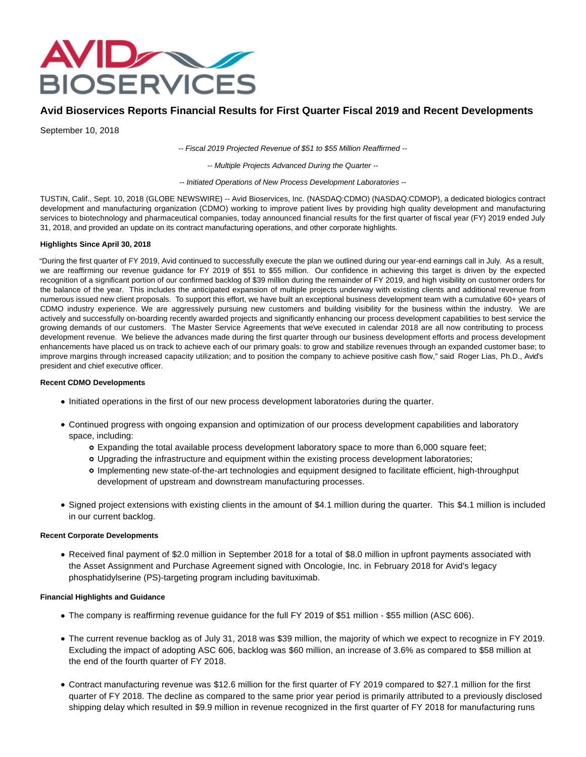# Avid Bioservices Reports Financial Results for First Quarter Fiscal 2019 and Recent Developments

September 10, 2018

*-- Fiscal 2019 Projected Revenue of $51 to $55 Million Reaffirmed --*

*-- Multiple Projects Advanced During the Quarter --*

*-- Initiated Operations of New Process Development Laboratories --*

TUSTIN, Calif., Sept. 10, 2018 (GLOBE NEWSWIRE) -- Avid Bioservices, Inc. (NASDAQ:CDMO) (NASDAQ:CDMOP), a dedicated biologics contract development and manufacturing organization (CDMO) working to improve patient lives by providing high quality development and manufacturing services to biotechnology and pharmaceutical companies, today announced financial results for the first quarter of fiscal year (FY) 2019 ended July 31, 2018, and provided an update on its contract manufacturing operations, and other corporate highlights.

**Highlights Since April 30, 2018**

"During the first quarter of FY 2019, Avid continued to successfully execute the plan we outlined during our year-end earnings call in July. As a result, we are reaffirming our revenue guidance for FY 2019 of $51 to $55 million. Our confidence in achieving this target is driven by the expected recognition of a significant portion of our confirmed backlog of $39 million during the remainder of FY 2019, and high visibility on customer orders for the balance of the year. This includes the anticipated expansion of multiple projects underway with existing clients and additional revenue from numerous issued new client proposals. To support this effort, we have built an exceptional business development team with a cumulative 60+ years of CDMO industry experience. We are aggressively pursuing new customers and building visibility for the business within the industry. We are actively and successfully on-boarding recently awarded projects and significantly enhancing our process development capabilities to best service the growing demands of our customers. The Master Service Agreements that we've executed in calendar 2018 are all now contributing to process development revenue. We believe the advances made during the first quarter through our business development efforts and process development enhancements have placed us on track to achieve each of our primary goals: to grow and stabilize revenues through an expanded customer base; to improve margins through increased capacity utilization; and to position the company to achieve positive cash flow," said Roger Lias, Ph.D., Avid's president and chief executive officer.

**Recent CDMO Developments**

- Initiated operations in the first of our new process development laboratories during the quarter.
- Continued progress with ongoing expansion and optimization of our process development capabilities and laboratory space, including:
  - Expanding the total available process development laboratory space to more than 6,000 square feet;
  - Upgrading the infrastructure and equipment within the existing process development laboratories;
  - Implementing new state-of-the-art technologies and equipment designed to facilitate efficient, high-throughput development of upstream and downstream manufacturing processes.
- Signed project extensions with existing clients in the amount of $4.1 million during the quarter. This $4.1 million is included in our current backlog.

**Recent Corporate Developments**

- Received final payment of $2.0 million in September 2018 for a total of $8.0 million in upfront payments associated with the Asset Assignment and Purchase Agreement signed with Oncologie, Inc. in February 2018 for Avid's legacy phosphatidylserine (PS)-targeting program including bavituximab.

**Financial Highlights and Guidance**

- The company is reaffirming revenue guidance for the full FY 2019 of $51 million - $55 million (ASC 606).
- The current revenue backlog as of July 31, 2018 was $39 million, the majority of which we expect to recognize in FY 2019. Excluding the impact of adopting ASC 606, backlog was $60 million, an increase of 3.6% as compared to $58 million at the end of the fourth quarter of FY 2018.
- Contract manufacturing revenue was $12.6 million for the first quarter of FY 2019 compared to $27.1 million for the first quarter of FY 2018. The decline as compared to the same prior year period is primarily attributed to a previously disclosed shipping delay which resulted in $9.9 million in revenue recognized in the first quarter of FY 2018 for manufacturing runs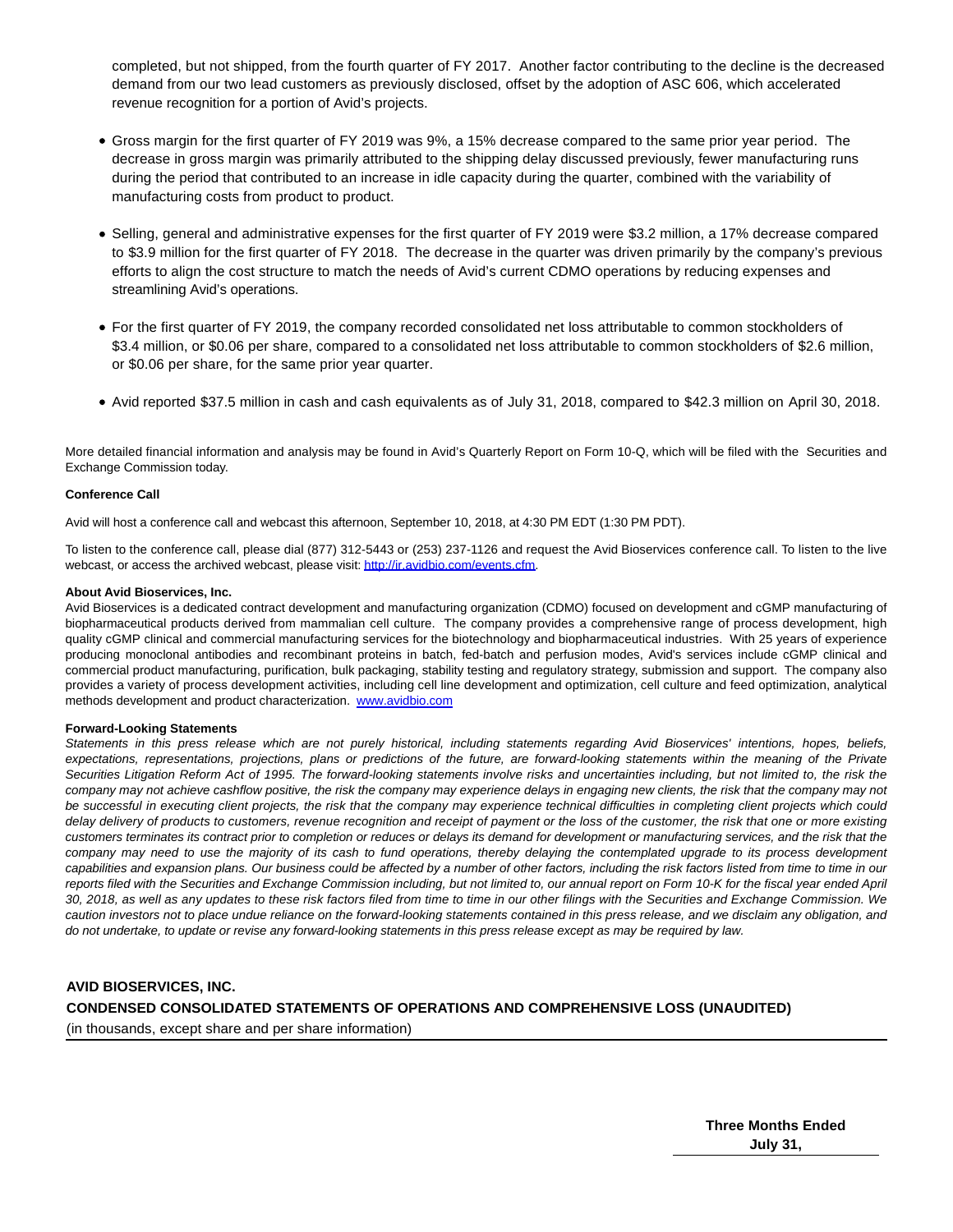completed, but not shipped, from the fourth quarter of FY 2017. Another factor contributing to the decline is the decreased demand from our two lead customers as previously disclosed, offset by the adoption of ASC 606, which accelerated revenue recognition for a portion of Avid's projects.

- Gross margin for the first quarter of FY 2019 was 9%, a 15% decrease compared to the same prior year period. The decrease in gross margin was primarily attributed to the shipping delay discussed previously, fewer manufacturing runs during the period that contributed to an increase in idle capacity during the quarter, combined with the variability of manufacturing costs from product to product.

- Selling, general and administrative expenses for the first quarter of FY 2019 were $3.2 million, a 17% decrease compared to $3.9 million for the first quarter of FY 2018. The decrease in the quarter was driven primarily by the company's previous efforts to align the cost structure to match the needs of Avid's current CDMO operations by reducing expenses and streamlining Avid's operations.

- For the first quarter of FY 2019, the company recorded consolidated net loss attributable to common stockholders of $3.4 million, or $0.06 per share, compared to a consolidated net loss attributable to common stockholders of $2.6 million, or $0.06 per share, for the same prior year quarter.

- Avid reported $37.5 million in cash and cash equivalents as of July 31, 2018, compared to $42.3 million on April 30, 2018.

More detailed financial information and analysis may be found in Avid's Quarterly Report on Form 10-Q, which will be filed with the Securities and Exchange Commission today.

**Conference Call**

Avid will host a conference call and webcast this afternoon, September 10, 2018, at 4:30 PM EDT (1:30 PM PDT).

To listen to the conference call, please dial (877) 312-5443 or (253) 237-1126 and request the Avid Bioservices conference call. To listen to the live webcast, or access the archived webcast, please visit: http://ir.avidbio.com/events.cfm.

**About Avid Bioservices, Inc.**

Avid Bioservices is a dedicated contract development and manufacturing organization (CDMO) focused on development and cGMP manufacturing of biopharmaceutical products derived from mammalian cell culture. The company provides a comprehensive range of process development, high quality cGMP clinical and commercial manufacturing services for the biotechnology and biopharmaceutical industries. With 25 years of experience producing monoclonal antibodies and recombinant proteins in batch, fed-batch and perfusion modes, Avid's services include cGMP clinical and commercial product manufacturing, purification, bulk packaging, stability testing and regulatory strategy, submission and support. The company also provides a variety of process development activities, including cell line development and optimization, cell culture and feed optimization, analytical methods development and product characterization. www.avidbio.com

**Forward-Looking Statements**

*Statements in this press release which are not purely historical, including statements regarding Avid Bioservices' intentions, hopes, beliefs, expectations, representations, projections, plans or predictions of the future, are forward-looking statements within the meaning of the Private Securities Litigation Reform Act of 1995. The forward-looking statements involve risks and uncertainties including, but not limited to, the risk the company may not achieve cashflow positive, the risk the company may experience delays in engaging new clients, the risk that the company may not be successful in executing client projects, the risk that the company may experience technical difficulties in completing client projects which could delay delivery of products to customers, revenue recognition and receipt of payment or the loss of the customer, the risk that one or more existing customers terminates its contract prior to completion or reduces or delays its demand for development or manufacturing services, and the risk that the company may need to use the majority of its cash to fund operations, thereby delaying the contemplated upgrade to its process development capabilities and expansion plans. Our business could be affected by a number of other factors, including the risk factors listed from time to time in our reports filed with the Securities and Exchange Commission including, but not limited to, our annual report on Form 10-K for the fiscal year ended April 30, 2018, as well as any updates to these risk factors filed from time to time in our other filings with the Securities and Exchange Commission. We caution investors not to place undue reliance on the forward-looking statements contained in this press release, and we disclaim any obligation, and do not undertake, to update or revise any forward-looking statements in this press release except as may be required by law.*

**AVID BIOSERVICES, INC.**

**CONDENSED CONSOLIDATED STATEMENTS OF OPERATIONS AND COMPREHENSIVE LOSS (UNAUDITED)**

(in thousands, except share and per share information)

| | Three Months Ended July 31, |
|---|---|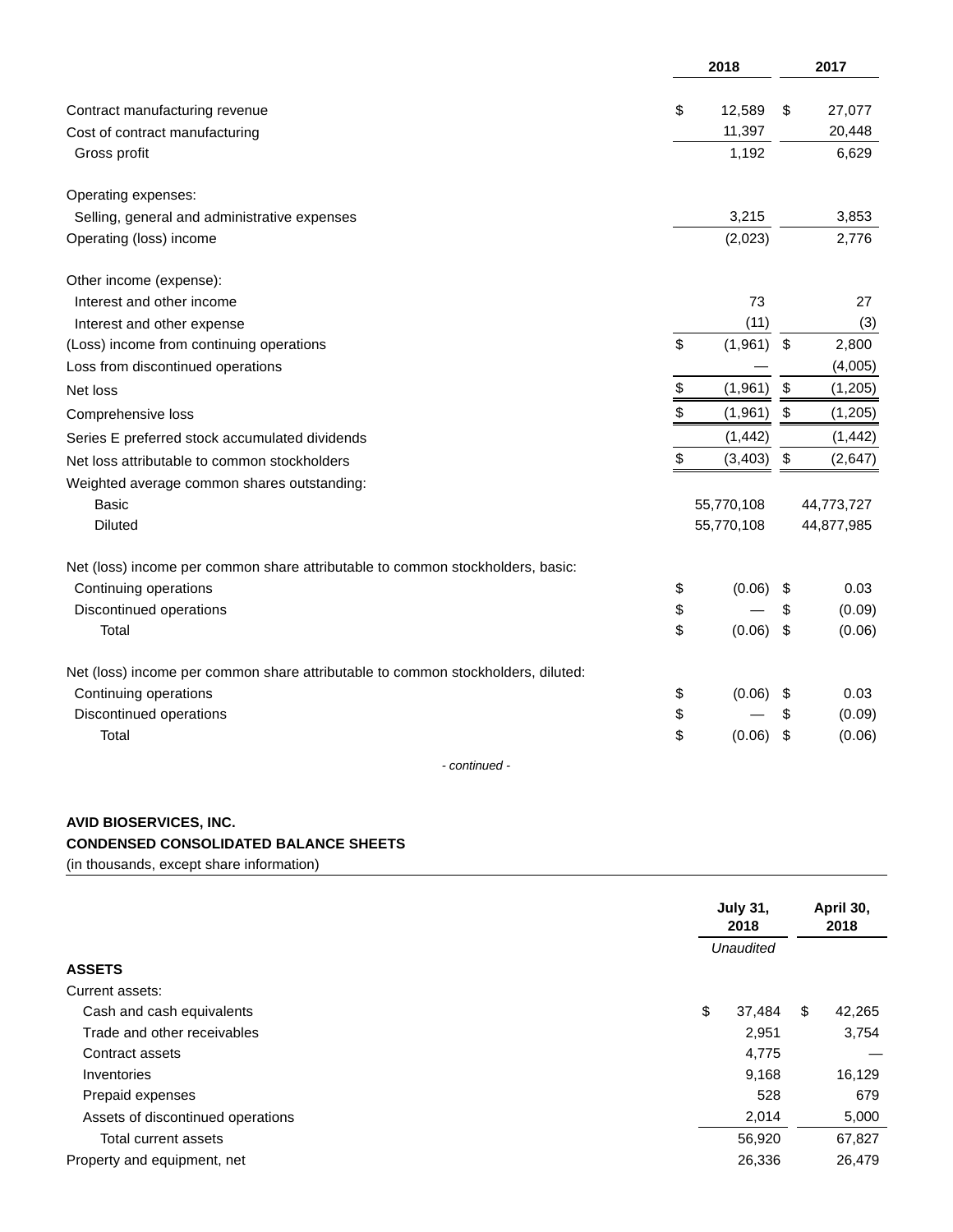| | 2018 | 2017 |
|---|---|---|
| Contract manufacturing revenue | $ 12,589 | $ 27,077 |
| Cost of contract manufacturing | 11,397 | 20,448 |
| Gross profit | 1,192 | 6,629 |
| | | |
| Operating expenses: | | |
| Selling, general and administrative expenses | 3,215 | 3,853 |
| Operating (loss) income | (2,023) | 2,776 |
| | | |
| Other income (expense): | | |
| Interest and other income | 73 | 27 |
| Interest and other expense | (11) | (3) |
| (Loss) income from continuing operations | $ (1,961) | $ 2,800 |
| Loss from discontinued operations | — | (4,005) |
| Net loss | $ (1,961) | $ (1,205) |
| Comprehensive loss | $ (1,961) | $ (1,205) |
| Series E preferred stock accumulated dividends | (1,442) | (1,442) |
| Net loss attributable to common stockholders | $ (3,403) | $ (2,647) |
| Weighted average common shares outstanding: | | |
| Basic | 55,770,108 | 44,773,727 |
| Diluted | 55,770,108 | 44,877,985 |
| | | |
| Net (loss) income per common share attributable to common stockholders, basic: | | |
| Continuing operations | $ (0.06) | $ 0.03 |
| Discontinued operations | $ — | $ (0.09) |
| Total | $ (0.06) | $ (0.06) |
| | | |
| Net (loss) income per common share attributable to common stockholders, diluted: | | |
| Continuing operations | $ (0.06) | $ 0.03 |
| Discontinued operations | $ — | $ (0.09) |
| Total | $ (0.06) | $ (0.06) |

*- continued -*

**AVID BIOSERVICES, INC.**

**CONDENSED CONSOLIDATED BALANCE SHEETS**

(in thousands, except share information)

| | July 31, 2018 | April 30, 2018 |
|---|---|---|
| | *Unaudited* | |
| **ASSETS** | | |
| Current assets: | | |
| Cash and cash equivalents | $ 37,484 | $ 42,265 |
| Trade and other receivables | 2,951 | 3,754 |
| Contract assets | 4,775 | — |
| Inventories | 9,168 | 16,129 |
| Prepaid expenses | 528 | 679 |
| Assets of discontinued operations | 2,014 | 5,000 |
| Total current assets | 56,920 | 67,827 |
| Property and equipment, net | 26,336 | 26,479 |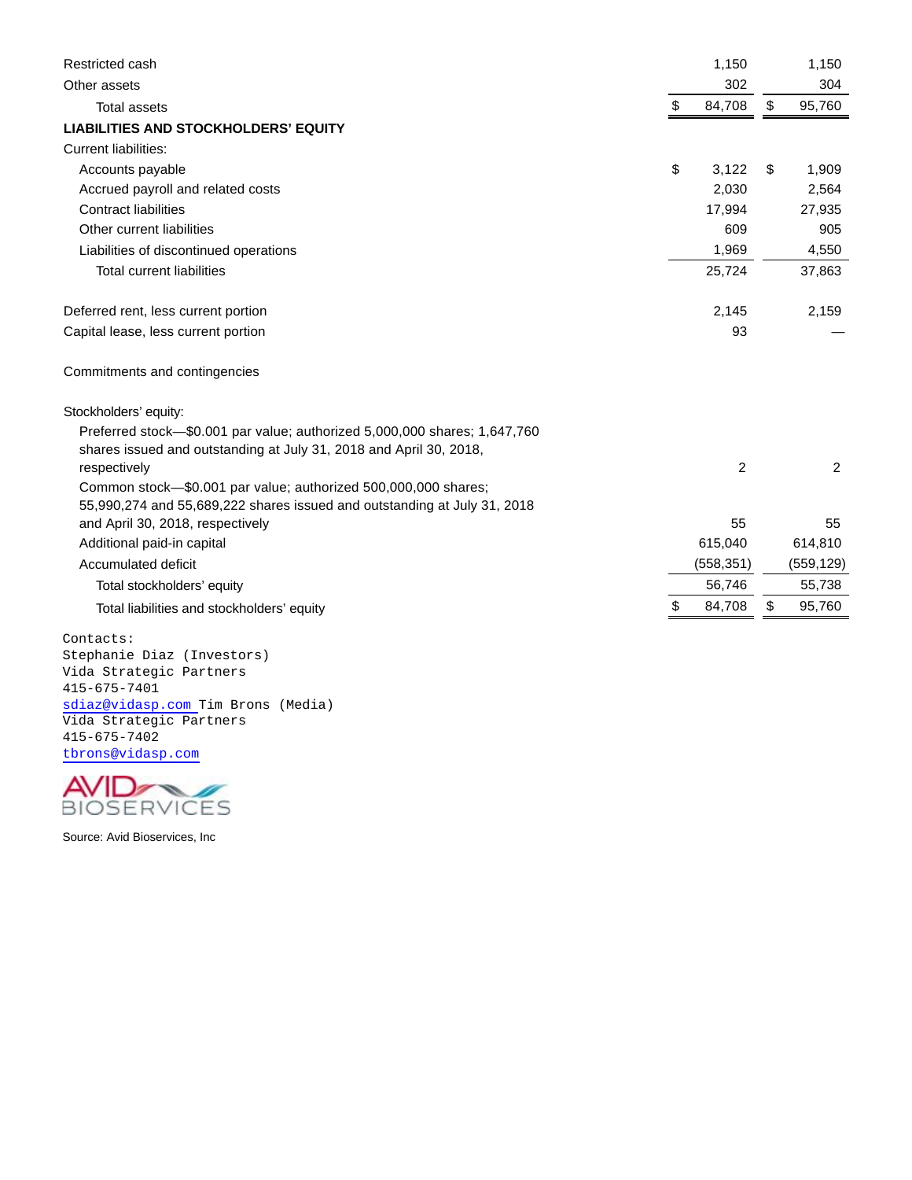| | | |
|---|---|---|
| Restricted cash | 1,150 | 1,150 |
| Other assets | 302 | 304 |
| Total assets | $ 84,708 | $ 95,760 |
| **LIABILITIES AND STOCKHOLDERS' EQUITY** | | |
| Current liabilities: | | |
| Accounts payable | $ 3,122 | $ 1,909 |
| Accrued payroll and related costs | 2,030 | 2,564 |
| Contract liabilities | 17,994 | 27,935 |
| Other current liabilities | 609 | 905 |
| Liabilities of discontinued operations | 1,969 | 4,550 |
| Total current liabilities | 25,724 | 37,863 |
| Deferred rent, less current portion | 2,145 | 2,159 |
| Capital lease, less current portion | 93 | — |
| Commitments and contingencies | | |
| Stockholders' equity: | | |
| Preferred stock—$0.001 par value; authorized 5,000,000 shares; 1,647,760 shares issued and outstanding at July 31, 2018 and April 30, 2018, respectively | 2 | 2 |
| Common stock—$0.001 par value; authorized 500,000,000 shares; 55,990,274 and 55,689,222 shares issued and outstanding at July 31, 2018 and April 30, 2018, respectively | 55 | 55 |
| Additional paid-in capital | 615,040 | 614,810 |
| Accumulated deficit | (558,351) | (559,129) |
| Total stockholders' equity | 56,746 | 55,738 |
| Total liabilities and stockholders' equity | $ 84,708 | $ 95,760 |

Contacts:
Stephanie Diaz (Investors)
Vida Strategic Partners
415-675-7401
sdiaz@vidasp.com Tim Brons (Media)
Vida Strategic Partners
415-675-7402
tbrons@vidasp.com

AVID BIOSERVICES

Source: Avid Bioservices, Inc